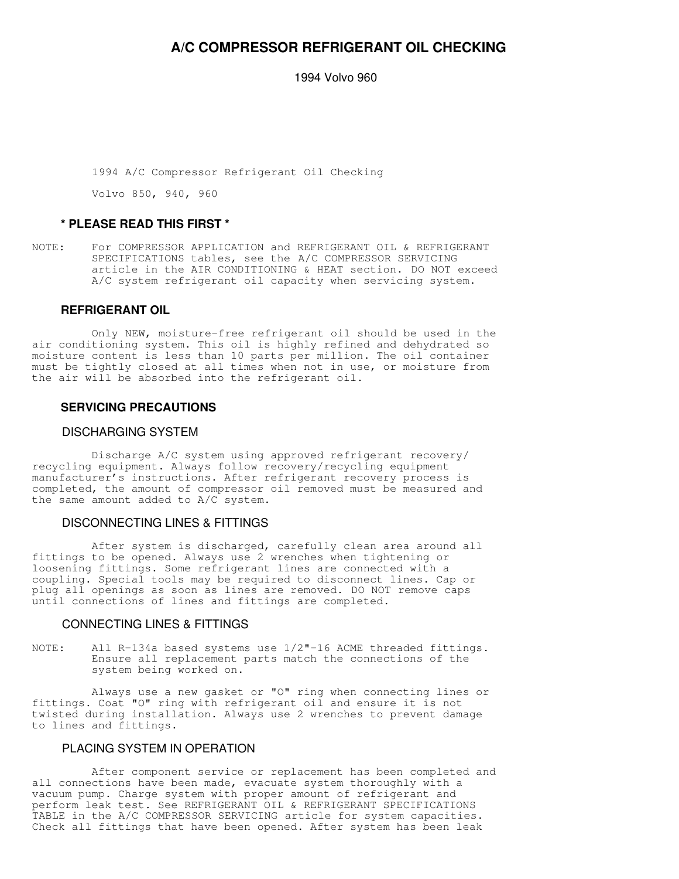# A/C COMPRESSOR REFRIGERANT OIL CHECKING

1994 Volvo 960

1994 A/C Compressor Refrigerant Oil Checking

Volvo 850, 940, 960

### * PLEASE READ THIS FIRST *

NOTE: For COMPRESSOR APPLICATION and REFRIGERANT OIL & REFRIGERANT SPECIFICATIONS tables, see the A/C COMPRESSOR SERVICING article in the AIR CONDITIONING & HEAT section. DO NOT exceed A/C system refrigerant oil capacity when servicing system.

### REFRIGERANT OIL

Only NEW, moisture-free refrigerant oil should be used in the air conditioning system. This oil is highly refined and dehydrated so moisture content is less than 10 parts per million. The oil container must be tightly closed at all times when not in use, or moisture from the air will be absorbed into the refrigerant oil.

### SERVICING PRECAUTIONS

#### DISCHARGING SYSTEM

Discharge A/C system using approved refrigerant recovery/recycling equipment. Always follow recovery/recycling equipment manufacturer's instructions. After refrigerant recovery process is completed, the amount of compressor oil removed must be measured and the same amount added to A/C system.

#### DISCONNECTING LINES & FITTINGS

After system is discharged, carefully clean area around all fittings to be opened. Always use 2 wrenches when tightening or loosening fittings. Some refrigerant lines are connected with a coupling. Special tools may be required to disconnect lines. Cap or plug all openings as soon as lines are removed. DO NOT remove caps until connections of lines and fittings are completed.

#### CONNECTING LINES & FITTINGS

NOTE: All R-134a based systems use 1/2"-16 ACME threaded fittings. Ensure all replacement parts match the connections of the system being worked on.

Always use a new gasket or "O" ring when connecting lines or fittings. Coat "O" ring with refrigerant oil and ensure it is not twisted during installation. Always use 2 wrenches to prevent damage to lines and fittings.

#### PLACING SYSTEM IN OPERATION

After component service or replacement has been completed and all connections have been made, evacuate system thoroughly with a vacuum pump. Charge system with proper amount of refrigerant and perform leak test. See REFRIGERANT OIL & REFRIGERANT SPECIFICATIONS TABLE in the A/C COMPRESSOR SERVICING article for system capacities. Check all fittings that have been opened. After system has been leak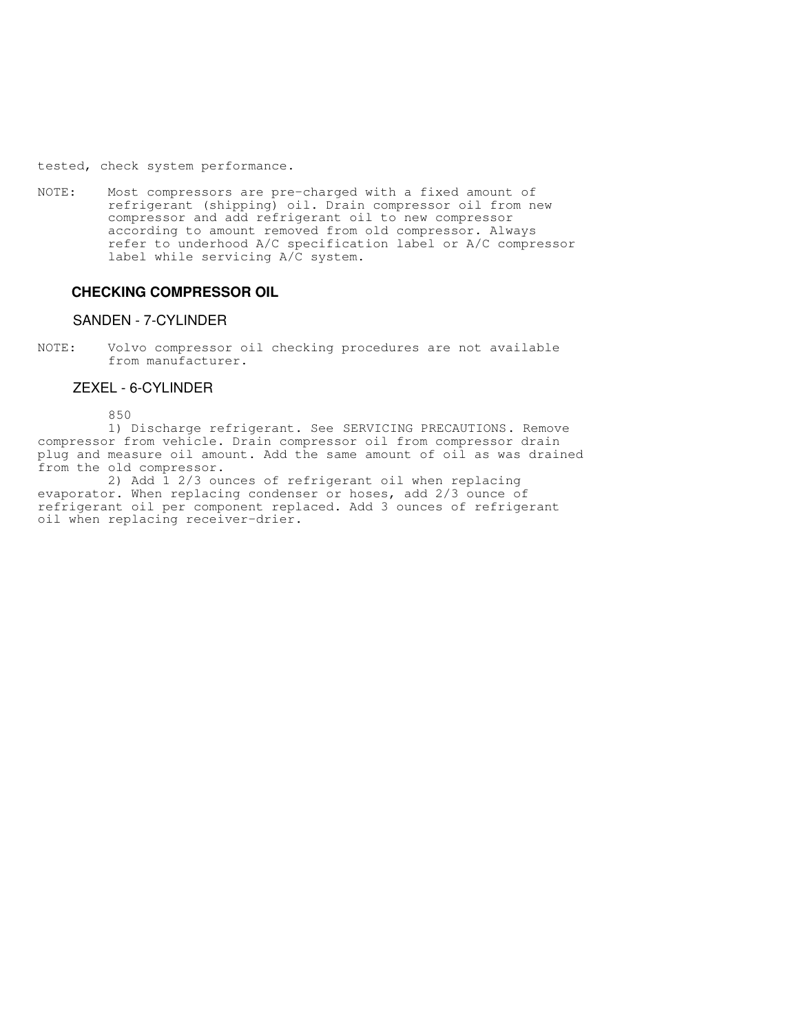tested, check system performance.

NOTE: Most compressors are pre-charged with a fixed amount of refrigerant (shipping) oil. Drain compressor oil from new compressor and add refrigerant oil to new compressor according to amount removed from old compressor. Always refer to underhood A/C specification label or A/C compressor label while servicing A/C system.

## CHECKING COMPRESSOR OIL

### SANDEN - 7-CYLINDER

NOTE: Volvo compressor oil checking procedures are not available from manufacturer.

### ZEXEL - 6-CYLINDER

850

1) Discharge refrigerant. See SERVICING PRECAUTIONS. Remove compressor from vehicle. Drain compressor oil from compressor drain plug and measure oil amount. Add the same amount of oil as was drained from the old compressor.

2) Add 1 2/3 ounces of refrigerant oil when replacing evaporator. When replacing condenser or hoses, add 2/3 ounce of refrigerant oil per component replaced. Add 3 ounces of refrigerant oil when replacing receiver-drier.